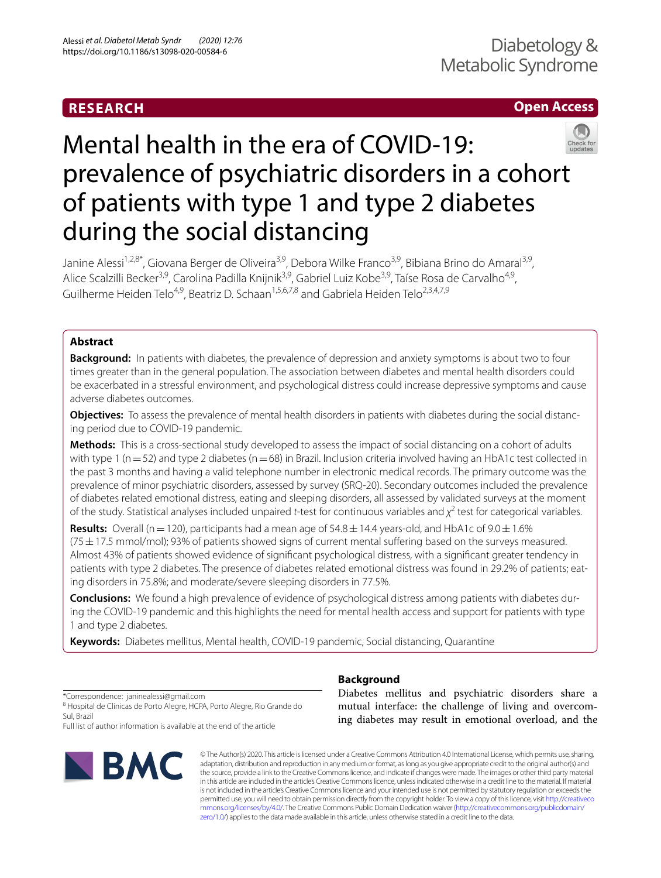RESEARCH

Open Access

# Mental health in the era of COVID-19: prevalence of psychiatric disorders in a cohort of patients with type 1 and type 2 diabetes during the social distancing

Janine Alessi[1,2,8*], Giovana Berger de Oliveira[3,9], Debora Wilke Franco[3,9], Bibiana Brino do Amaral[3,9], Alice Scalzilli Becker[3,9], Carolina Padilla Knijnik[3,9], Gabriel Luiz Kobe[3,9], Taíse Rosa de Carvalho[4,9], Guilherme Heiden Telo[4,9], Beatriz D. Schaan[1,5,6,7,8] and Gabriela Heiden Telo[2,3,4,7,9]

## Abstract

**Background:** In patients with diabetes, the prevalence of depression and anxiety symptoms is about two to four times greater than in the general population. The association between diabetes and mental health disorders could be exacerbated in a stressful environment, and psychological distress could increase depressive symptoms and cause adverse diabetes outcomes.

**Objectives:** To assess the prevalence of mental health disorders in patients with diabetes during the social distancing period due to COVID-19 pandemic.

**Methods:** This is a cross-sectional study developed to assess the impact of social distancing on a cohort of adults with type 1 (n = 52) and type 2 diabetes (n = 68) in Brazil. Inclusion criteria involved having an HbA1c test collected in the past 3 months and having a valid telephone number in electronic medical records. The primary outcome was the prevalence of minor psychiatric disorders, assessed by survey (SRQ-20). Secondary outcomes included the prevalence of diabetes related emotional distress, eating and sleeping disorders, all assessed by validated surveys at the moment of the study. Statistical analyses included unpaired *t*-test for continuous variables and $\chi^2$ test for categorical variables.

**Results:** Overall (n = 120), participants had a mean age of 54.8 ± 14.4 years-old, and HbA1c of 9.0 ± 1.6% (75 ± 17.5 mmol/mol); 93% of patients showed signs of current mental suffering based on the surveys measured. Almost 43% of patients showed evidence of significant psychological distress, with a significant greater tendency in patients with type 2 diabetes. The presence of diabetes related emotional distress was found in 29.2% of patients; eating disorders in 75.8%; and moderate/severe sleeping disorders in 77.5%.

**Conclusions:** We found a high prevalence of evidence of psychological distress among patients with diabetes during the COVID-19 pandemic and this highlights the need for mental health access and support for patients with type 1 and type 2 diabetes.

**Keywords:** Diabetes mellitus, Mental health, COVID-19 pandemic, Social distancing, Quarantine

*Correspondence: janinealessi@gmail.com
[8] Hospital de Clínicas de Porto Alegre, HCPA, Porto Alegre, Rio Grande do Sul, Brazil
Full list of author information is available at the end of the article

## Background

Diabetes mellitus and psychiatric disorders share a mutual interface: the challenge of living and overcoming diabetes may result in emotional overload, and the

© The Author(s) 2020. This article is licensed under a Creative Commons Attribution 4.0 International License, which permits use, sharing, adaptation, distribution and reproduction in any medium or format, as long as you give appropriate credit to the original author(s) and the source, provide a link to the Creative Commons licence, and indicate if changes were made. The images or other third party material in this article are included in the article's Creative Commons licence, unless indicated otherwise in a credit line to the material. If material is not included in the article's Creative Commons licence and your intended use is not permitted by statutory regulation or exceeds the permitted use, you will need to obtain permission directly from the copyright holder. To view a copy of this licence, visit http://creativecommons.org/licenses/by/4.0/. The Creative Commons Public Domain Dedication waiver (http://creativecommons.org/publicdomain/zero/1.0/) applies to the data made available in this article, unless otherwise stated in a credit line to the data.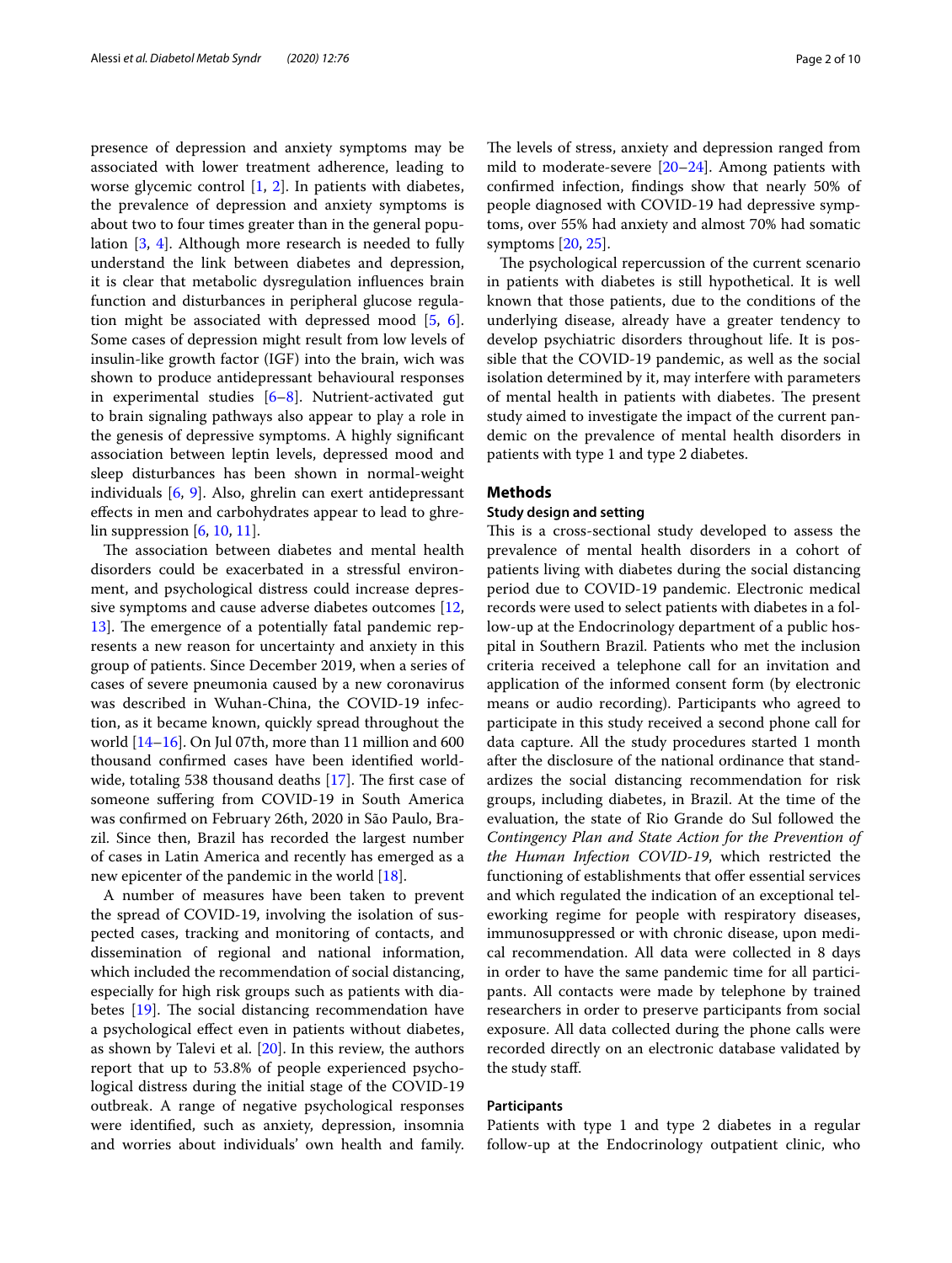presence of depression and anxiety symptoms may be associated with lower treatment adherence, leading to worse glycemic control [1, 2]. In patients with diabetes, the prevalence of depression and anxiety symptoms is about two to four times greater than in the general population [3, 4]. Although more research is needed to fully understand the link between diabetes and depression, it is clear that metabolic dysregulation influences brain function and disturbances in peripheral glucose regulation might be associated with depressed mood [5, 6]. Some cases of depression might result from low levels of insulin-like growth factor (IGF) into the brain, wich was shown to produce antidepressant behavioural responses in experimental studies [6–8]. Nutrient-activated gut to brain signaling pathways also appear to play a role in the genesis of depressive symptoms. A highly significant association between leptin levels, depressed mood and sleep disturbances has been shown in normal-weight individuals [6, 9]. Also, ghrelin can exert antidepressant effects in men and carbohydrates appear to lead to ghrelin suppression [6, 10, 11].

The association between diabetes and mental health disorders could be exacerbated in a stressful environment, and psychological distress could increase depressive symptoms and cause adverse diabetes outcomes [12, 13]. The emergence of a potentially fatal pandemic represents a new reason for uncertainty and anxiety in this group of patients. Since December 2019, when a series of cases of severe pneumonia caused by a new coronavirus was described in Wuhan-China, the COVID-19 infection, as it became known, quickly spread throughout the world [14–16]. On Jul 07th, more than 11 million and 600 thousand confirmed cases have been identified worldwide, totaling 538 thousand deaths [17]. The first case of someone suffering from COVID-19 in South America was confirmed on February 26th, 2020 in São Paulo, Brazil. Since then, Brazil has recorded the largest number of cases in Latin America and recently has emerged as a new epicenter of the pandemic in the world [18].

A number of measures have been taken to prevent the spread of COVID-19, involving the isolation of suspected cases, tracking and monitoring of contacts, and dissemination of regional and national information, which included the recommendation of social distancing, especially for high risk groups such as patients with diabetes [19]. The social distancing recommendation have a psychological effect even in patients without diabetes, as shown by Talevi et al. [20]. In this review, the authors report that up to 53.8% of people experienced psychological distress during the initial stage of the COVID-19 outbreak. A range of negative psychological responses were identified, such as anxiety, depression, insomnia and worries about individuals' own health and family. The levels of stress, anxiety and depression ranged from mild to moderate-severe [20–24]. Among patients with confirmed infection, findings show that nearly 50% of people diagnosed with COVID-19 had depressive symptoms, over 55% had anxiety and almost 70% had somatic symptoms [20, 25].

The psychological repercussion of the current scenario in patients with diabetes is still hypothetical. It is well known that those patients, due to the conditions of the underlying disease, already have a greater tendency to develop psychiatric disorders throughout life. It is possible that the COVID-19 pandemic, as well as the social isolation determined by it, may interfere with parameters of mental health in patients with diabetes. The present study aimed to investigate the impact of the current pandemic on the prevalence of mental health disorders in patients with type 1 and type 2 diabetes.

## Methods

### Study design and setting

This is a cross-sectional study developed to assess the prevalence of mental health disorders in a cohort of patients living with diabetes during the social distancing period due to COVID-19 pandemic. Electronic medical records were used to select patients with diabetes in a follow-up at the Endocrinology department of a public hospital in Southern Brazil. Patients who met the inclusion criteria received a telephone call for an invitation and application of the informed consent form (by electronic means or audio recording). Participants who agreed to participate in this study received a second phone call for data capture. All the study procedures started 1 month after the disclosure of the national ordinance that standardizes the social distancing recommendation for risk groups, including diabetes, in Brazil. At the time of the evaluation, the state of Rio Grande do Sul followed the *Contingency Plan and State Action for the Prevention of the Human Infection COVID-19*, which restricted the functioning of establishments that offer essential services and which regulated the indication of an exceptional teleworking regime for people with respiratory diseases, immunosuppressed or with chronic disease, upon medical recommendation. All data were collected in 8 days in order to have the same pandemic time for all participants. All contacts were made by telephone by trained researchers in order to preserve participants from social exposure. All data collected during the phone calls were recorded directly on an electronic database validated by the study staff.

### Participants

Patients with type 1 and type 2 diabetes in a regular follow-up at the Endocrinology outpatient clinic, who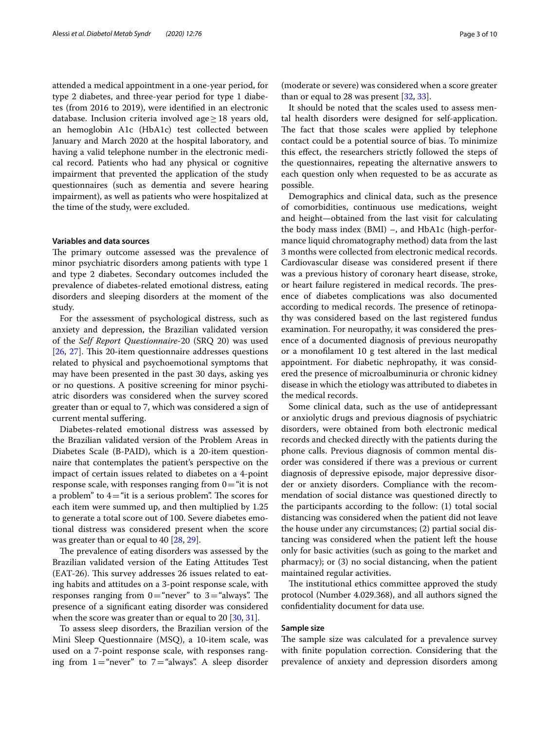attended a medical appointment in a one-year period, for type 2 diabetes, and three-year period for type 1 diabetes (from 2016 to 2019), were identified in an electronic database. Inclusion criteria involved age ≥ 18 years old, an hemoglobin A1c (HbA1c) test collected between January and March 2020 at the hospital laboratory, and having a valid telephone number in the electronic medical record. Patients who had any physical or cognitive impairment that prevented the application of the study questionnaires (such as dementia and severe hearing impairment), as well as patients who were hospitalized at the time of the study, were excluded.

#### Variables and data sources

The primary outcome assessed was the prevalence of minor psychiatric disorders among patients with type 1 and type 2 diabetes. Secondary outcomes included the prevalence of diabetes-related emotional distress, eating disorders and sleeping disorders at the moment of the study.

For the assessment of psychological distress, such as anxiety and depression, the Brazilian validated version of the *Self Report Questionnaire*-20 (SRQ 20) was used [26, 27]. This 20-item questionnaire addresses questions related to physical and psychoemotional symptoms that may have been presented in the past 30 days, asking yes or no questions. A positive screening for minor psychiatric disorders was considered when the survey scored greater than or equal to 7, which was considered a sign of current mental suffering.

Diabetes-related emotional distress was assessed by the Brazilian validated version of the Problem Areas in Diabetes Scale (B-PAID), which is a 20-item questionnaire that contemplates the patient's perspective on the impact of certain issues related to diabetes on a 4-point response scale, with responses ranging from 0 = "it is not a problem" to 4 = "it is a serious problem". The scores for each item were summed up, and then multiplied by 1.25 to generate a total score out of 100. Severe diabetes emotional distress was considered present when the score was greater than or equal to 40 [28, 29].

The prevalence of eating disorders was assessed by the Brazilian validated version of the Eating Attitudes Test (EAT-26). This survey addresses 26 issues related to eating habits and attitudes on a 3-point response scale, with responses ranging from 0 = "never" to 3 = "always". The presence of a significant eating disorder was considered when the score was greater than or equal to 20 [30, 31].

To assess sleep disorders, the Brazilian version of the Mini Sleep Questionnaire (MSQ), a 10-item scale, was used on a 7-point response scale, with responses ranging from 1 = "never" to 7 = "always". A sleep disorder (moderate or severe) was considered when a score greater than or equal to 28 was present [32, 33].

It should be noted that the scales used to assess mental health disorders were designed for self-application. The fact that those scales were applied by telephone contact could be a potential source of bias. To minimize this effect, the researchers strictly followed the steps of the questionnaires, repeating the alternative answers to each question only when requested to be as accurate as possible.

Demographics and clinical data, such as the presence of comorbidities, continuous use medications, weight and height—obtained from the last visit for calculating the body mass index (BMI) –, and HbA1c (high-performance liquid chromatography method) data from the last 3 months were collected from electronic medical records. Cardiovascular disease was considered present if there was a previous history of coronary heart disease, stroke, or heart failure registered in medical records. The presence of diabetes complications was also documented according to medical records. The presence of retinopathy was considered based on the last registered fundus examination. For neuropathy, it was considered the presence of a documented diagnosis of previous neuropathy or a monofilament 10 g test altered in the last medical appointment. For diabetic nephropathy, it was considered the presence of microalbuminuria or chronic kidney disease in which the etiology was attributed to diabetes in the medical records.

Some clinical data, such as the use of antidepressant or anxiolytic drugs and previous diagnosis of psychiatric disorders, were obtained from both electronic medical records and checked directly with the patients during the phone calls. Previous diagnosis of common mental disorder was considered if there was a previous or current diagnosis of depressive episode, major depressive disorder or anxiety disorders. Compliance with the recommendation of social distance was questioned directly to the participants according to the follow: (1) total social distancing was considered when the patient did not leave the house under any circumstances; (2) partial social distancing was considered when the patient left the house only for basic activities (such as going to the market and pharmacy); or (3) no social distancing, when the patient maintained regular activities.

The institutional ethics committee approved the study protocol (Number 4.029.368), and all authors signed the confidentiality document for data use.

#### Sample size

The sample size was calculated for a prevalence survey with finite population correction. Considering that the prevalence of anxiety and depression disorders among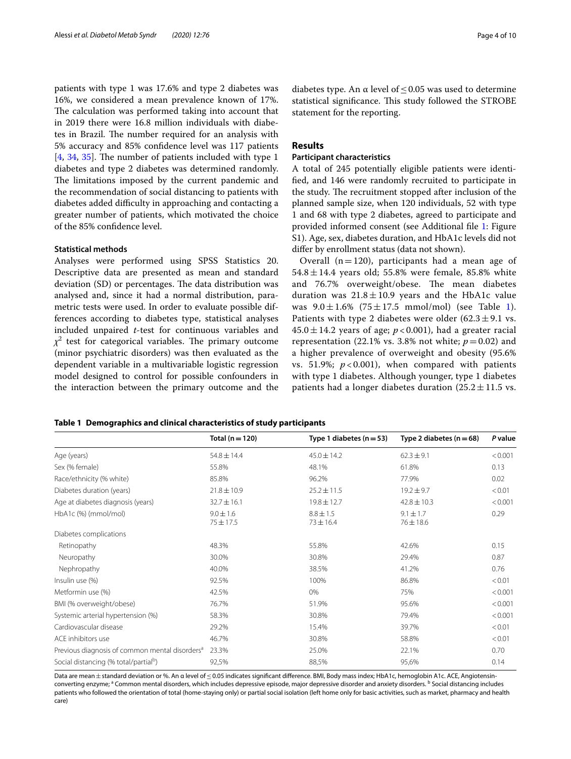patients with type 1 was 17.6% and type 2 diabetes was 16%, we considered a mean prevalence known of 17%. The calculation was performed taking into account that in 2019 there were 16.8 million individuals with diabetes in Brazil. The number required for an analysis with 5% accuracy and 85% confidence level was 117 patients [4, 34, 35]. The number of patients included with type 1 diabetes and type 2 diabetes was determined randomly. The limitations imposed by the current pandemic and the recommendation of social distancing to patients with diabetes added difficulty in approaching and contacting a greater number of patients, which motivated the choice of the 85% confidence level.

### Statistical methods

Analyses were performed using SPSS Statistics 20. Descriptive data are presented as mean and standard deviation (SD) or percentages. The data distribution was analysed and, since it had a normal distribution, parametric tests were used. In order to evaluate possible differences according to diabetes type, statistical analyses included unpaired *t*-test for continuous variables and $\chi^2$ test for categorical variables. The primary outcome (minor psychiatric disorders) was then evaluated as the dependent variable in a multivariable logistic regression model designed to control for possible confounders in the interaction between the primary outcome and the diabetes type. An α level of ≤ 0.05 was used to determine statistical significance. This study followed the STROBE statement for the reporting.

## Results

### Participant characteristics

A total of 245 potentially eligible patients were identified, and 146 were randomly recruited to participate in the study. The recruitment stopped after inclusion of the planned sample size, when 120 individuals, 52 with type 1 and 68 with type 2 diabetes, agreed to participate and provided informed consent (see Additional file 1: Figure S1). Age, sex, diabetes duration, and HbA1c levels did not differ by enrollment status (data not shown).

Overall (n = 120), participants had a mean age of 54.8 ± 14.4 years old; 55.8% were female, 85.8% white and 76.7% overweight/obese. The mean diabetes duration was 21.8 ± 10.9 years and the HbA1c value was 9.0 ± 1.6% (75 ± 17.5 mmol/mol) (see Table 1). Patients with type 2 diabetes were older (62.3 ± 9.1 vs. 45.0 ± 14.2 years of age; $p < 0.001$), had a greater racial representation (22.1% vs. 3.8% not white; $p = 0.02$) and a higher prevalence of overweight and obesity (95.6% vs. 51.9%; $p < 0.001$), when compared with patients with type 1 diabetes. Although younger, type 1 diabetes patients had a longer diabetes duration (25.2 ± 11.5 vs.

**Table 1 Demographics and clinical characteristics of study participants**

| | Total (n = 120) | Type 1 diabetes (n = 53) | Type 2 diabetes (n = 68) | *P* value |
|---|---|---|---|---|
| Age (years) | 54.8 ± 14.4 | 45.0 ± 14.2 | 62.3 ± 9.1 | < 0.001 |
| Sex (% female) | 55.8% | 48.1% | 61.8% | 0.13 |
| Race/ethnicity (% white) | 85.8% | 96.2% | 77.9% | 0.02 |
| Diabetes duration (years) | 21.8 ± 10.9 | 25.2 ± 11.5 | 19.2 ± 9.7 | < 0.01 |
| Age at diabetes diagnosis (years) | 32.7 ± 16.1 | 19.8 ± 12.7 | 42.8 ± 10.3 | < 0.001 |
| HbA1c (%) (mmol/mol) | 9.0 ± 1.6<br>75 ± 17.5 | 8.8 ± 1.5<br>73 ± 16.4 | 9.1 ± 1.7<br>76 ± 18.6 | 0.29 |
| Diabetes complications | | | | |
| Retinopathy | 48.3% | 55.8% | 42.6% | 0.15 |
| Neuropathy | 30.0% | 30.8% | 29.4% | 0.87 |
| Nephropathy | 40.0% | 38.5% | 41.2% | 0.76 |
| Insulin use (%) | 92.5% | 100% | 86.8% | < 0.01 |
| Metformin use (%) | 42.5% | 0% | 75% | < 0.001 |
| BMI (% overweight/obese) | 76.7% | 51.9% | 95.6% | < 0.001 |
| Systemic arterial hypertension (%) | 58.3% | 30.8% | 79.4% | < 0.001 |
| Cardiovascular disease | 29.2% | 15.4% | 39.7% | < 0.01 |
| ACE inhibitors use | 46.7% | 30.8% | 58.8% | < 0.01 |
| Previous diagnosis of common mental disorders[a] | 23.3% | 25.0% | 22.1% | 0.70 |
| Social distancing (% total/partial[b]) | 92,5% | 88,5% | 95,6% | 0.14 |

Data are mean ± standard deviation or %. An α level of ≤ 0.05 indicates significant difference. BMI, Body mass index; HbA1c, hemoglobin A1c. ACE, Angiotensin-converting enzyme; [a] Common mental disorders, which includes depressive episode, major depressive disorder and anxiety disorders. [b] Social distancing includes patients who followed the orientation of total (home-staying only) or partial social isolation (left home only for basic activities, such as market, pharmacy and health care)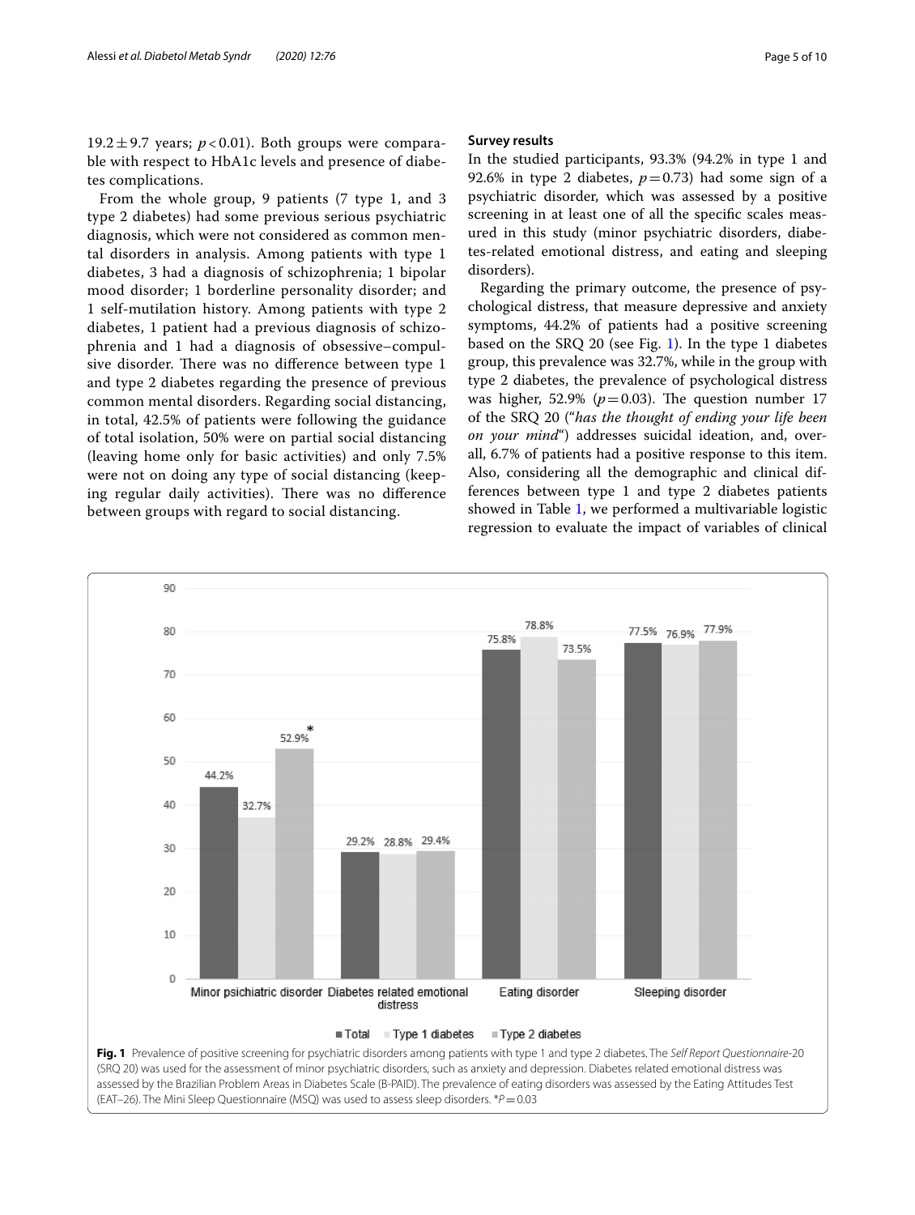19.2 ± 9.7 years; $p < 0.01$). Both groups were comparable with respect to HbA1c levels and presence of diabetes complications.

From the whole group, 9 patients (7 type 1, and 3 type 2 diabetes) had some previous serious psychiatric diagnosis, which were not considered as common mental disorders in analysis. Among patients with type 1 diabetes, 3 had a diagnosis of schizophrenia; 1 bipolar mood disorder; 1 borderline personality disorder; and 1 self-mutilation history. Among patients with type 2 diabetes, 1 patient had a previous diagnosis of schizophrenia and 1 had a diagnosis of obsessive–compulsive disorder. There was no difference between type 1 and type 2 diabetes regarding the presence of previous common mental disorders. Regarding social distancing, in total, 42.5% of patients were following the guidance of total isolation, 50% were on partial social distancing (leaving home only for basic activities) and only 7.5% were not on doing any type of social distancing (keeping regular daily activities). There was no difference between groups with regard to social distancing.

### Survey results

In the studied participants, 93.3% (94.2% in type 1 and 92.6% in type 2 diabetes, $p = 0.73$) had some sign of a psychiatric disorder, which was assessed by a positive screening in at least one of all the specific scales measured in this study (minor psychiatric disorders, diabetes-related emotional distress, and eating and sleeping disorders).

Regarding the primary outcome, the presence of psychological distress, that measure depressive and anxiety symptoms, 44.2% of patients had a positive screening based on the SRQ 20 (see Fig. 1). In the type 1 diabetes group, this prevalence was 32.7%, while in the group with type 2 diabetes, the prevalence of psychological distress was higher, 52.9% ($p = 0.03$). The question number 17 of the SRQ 20 ("*has the thought of ending your life been on your mind*") addresses suicidal ideation, and, overall, 6.7% of patients had a positive response to this item. Also, considering all the demographic and clinical differences between type 1 and type 2 diabetes patients showed in Table 1, we performed a multivariable logistic regression to evaluate the impact of variables of clinical

90
80
70
60
50
40
30
20
10
0

44.2% 32.7% 52.9%*
29.2% 28.8% 29.4%
75.8% 78.8% 73.5%
77.5% 76.9% 77.9%

Minor psichiatric disorder
Diabetes related emotional distress
Eating disorder
Sleeping disorder

■ Total ■ Type 1 diabetes ■ Type 2 diabetes

**Fig. 1** Prevalence of positive screening for psychiatric disorders among patients with type 1 and type 2 diabetes. The *Self Report Questionnaire*-20 (SRQ 20) was used for the assessment of minor psychiatric disorders, such as anxiety and depression. Diabetes related emotional distress was assessed by the Brazilian Problem Areas in Diabetes Scale (B-PAID). The prevalence of eating disorders was assessed by the Eating Attitudes Test (EAT–26). The Mini Sleep Questionnaire (MSQ) was used to assess sleep disorders. *$P = 0.03$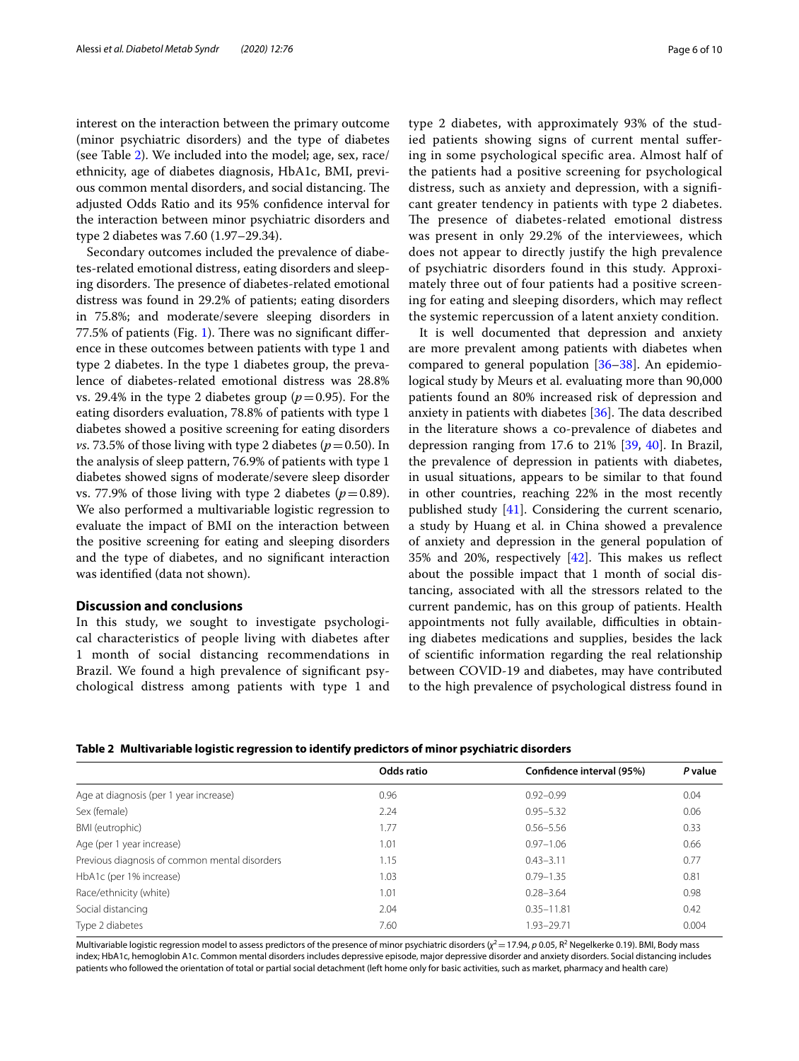interest on the interaction between the primary outcome (minor psychiatric disorders) and the type of diabetes (see Table 2). We included into the model; age, sex, race/ethnicity, age of diabetes diagnosis, HbA1c, BMI, previous common mental disorders, and social distancing. The adjusted Odds Ratio and its 95% confidence interval for the interaction between minor psychiatric disorders and type 2 diabetes was 7.60 (1.97–29.34).

Secondary outcomes included the prevalence of diabetes-related emotional distress, eating disorders and sleeping disorders. The presence of diabetes-related emotional distress was found in 29.2% of patients; eating disorders in 75.8%; and moderate/severe sleeping disorders in 77.5% of patients (Fig. 1). There was no significant difference in these outcomes between patients with type 1 and type 2 diabetes. In the type 1 diabetes group, the prevalence of diabetes-related emotional distress was 28.8% vs. 29.4% in the type 2 diabetes group ($p=0.95$). For the eating disorders evaluation, 78.8% of patients with type 1 diabetes showed a positive screening for eating disorders *vs.* 73.5% of those living with type 2 diabetes ($p=0.50$). In the analysis of sleep pattern, 76.9% of patients with type 1 diabetes showed signs of moderate/severe sleep disorder vs. 77.9% of those living with type 2 diabetes ($p=0.89$). We also performed a multivariable logistic regression to evaluate the impact of BMI on the interaction between the positive screening for eating and sleeping disorders and the type of diabetes, and no significant interaction was identified (data not shown).

## Discussion and conclusions

In this study, we sought to investigate psychological characteristics of people living with diabetes after 1 month of social distancing recommendations in Brazil. We found a high prevalence of significant psychological distress among patients with type 1 and type 2 diabetes, with approximately 93% of the studied patients showing signs of current mental suffering in some psychological specific area. Almost half of the patients had a positive screening for psychological distress, such as anxiety and depression, with a significant greater tendency in patients with type 2 diabetes. The presence of diabetes-related emotional distress was present in only 29.2% of the interviewees, which does not appear to directly justify the high prevalence of psychiatric disorders found in this study. Approximately three out of four patients had a positive screening for eating and sleeping disorders, which may reflect the systemic repercussion of a latent anxiety condition.

It is well documented that depression and anxiety are more prevalent among patients with diabetes when compared to general population [36–38]. An epidemiological study by Meurs et al. evaluating more than 90,000 patients found an 80% increased risk of depression and anxiety in patients with diabetes [36]. The data described in the literature shows a co-prevalence of diabetes and depression ranging from 17.6 to 21% [39, 40]. In Brazil, the prevalence of depression in patients with diabetes, in usual situations, appears to be similar to that found in other countries, reaching 22% in the most recently published study [41]. Considering the current scenario, a study by Huang et al. in China showed a prevalence of anxiety and depression in the general population of 35% and 20%, respectively [42]. This makes us reflect about the possible impact that 1 month of social distancing, associated with all the stressors related to the current pandemic, has on this group of patients. Health appointments not fully available, difficulties in obtaining diabetes medications and supplies, besides the lack of scientific information regarding the real relationship between COVID-19 and diabetes, may have contributed to the high prevalence of psychological distress found in

**Table 2 Multivariable logistic regression to identify predictors of minor psychiatric disorders**

| | Odds ratio | Confidence interval (95%) | *P* value |
|---|---|---|---|
| Age at diagnosis (per 1 year increase) | 0.96 | 0.92–0.99 | 0.04 |
| Sex (female) | 2.24 | 0.95–5.32 | 0.06 |
| BMI (eutrophic) | 1.77 | 0.56–5.56 | 0.33 |
| Age (per 1 year increase) | 1.01 | 0.97–1.06 | 0.66 |
| Previous diagnosis of common mental disorders | 1.15 | 0.43–3.11 | 0.77 |
| HbA1c (per 1% increase) | 1.03 | 0.79–1.35 | 0.81 |
| Race/ethnicity (white) | 1.01 | 0.28–3.64 | 0.98 |
| Social distancing | 2.04 | 0.35–11.81 | 0.42 |
| Type 2 diabetes | 7.60 | 1.93–29.71 | 0.004 |

Multivariable logistic regression model to assess predictors of the presence of minor psychiatric disorders ($\chi^2=17.94$, *p* 0.05, $R^2$ Negelkerke 0.19). BMI, Body mass index; HbA1c, hemoglobin A1c. Common mental disorders includes depressive episode, major depressive disorder and anxiety disorders. Social distancing includes patients who followed the orientation of total or partial social detachment (left home only for basic activities, such as market, pharmacy and health care)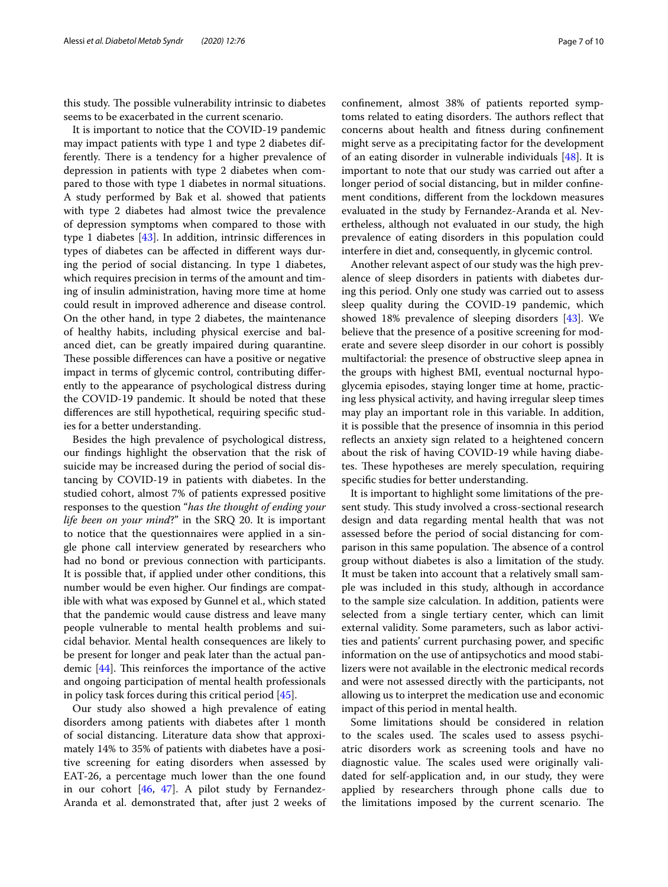this study. The possible vulnerability intrinsic to diabetes seems to be exacerbated in the current scenario.

It is important to notice that the COVID-19 pandemic may impact patients with type 1 and type 2 diabetes differently. There is a tendency for a higher prevalence of depression in patients with type 2 diabetes when compared to those with type 1 diabetes in normal situations. A study performed by Bak et al. showed that patients with type 2 diabetes had almost twice the prevalence of depression symptoms when compared to those with type 1 diabetes [43]. In addition, intrinsic differences in types of diabetes can be affected in different ways during the period of social distancing. In type 1 diabetes, which requires precision in terms of the amount and timing of insulin administration, having more time at home could result in improved adherence and disease control. On the other hand, in type 2 diabetes, the maintenance of healthy habits, including physical exercise and balanced diet, can be greatly impaired during quarantine. These possible differences can have a positive or negative impact in terms of glycemic control, contributing differently to the appearance of psychological distress during the COVID-19 pandemic. It should be noted that these differences are still hypothetical, requiring specific studies for a better understanding.

Besides the high prevalence of psychological distress, our findings highlight the observation that the risk of suicide may be increased during the period of social distancing by COVID-19 in patients with diabetes. In the studied cohort, almost 7% of patients expressed positive responses to the question "*has the thought of ending your life been on your mind*?" in the SRQ 20. It is important to notice that the questionnaires were applied in a single phone call interview generated by researchers who had no bond or previous connection with participants. It is possible that, if applied under other conditions, this number would be even higher. Our findings are compatible with what was exposed by Gunnel et al., which stated that the pandemic would cause distress and leave many people vulnerable to mental health problems and suicidal behavior. Mental health consequences are likely to be present for longer and peak later than the actual pandemic [44]. This reinforces the importance of the active and ongoing participation of mental health professionals in policy task forces during this critical period [45].

Our study also showed a high prevalence of eating disorders among patients with diabetes after 1 month of social distancing. Literature data show that approximately 14% to 35% of patients with diabetes have a positive screening for eating disorders when assessed by EAT-26, a percentage much lower than the one found in our cohort [46, 47]. A pilot study by Fernandez-Aranda et al. demonstrated that, after just 2 weeks of confinement, almost 38% of patients reported symptoms related to eating disorders. The authors reflect that concerns about health and fitness during confinement might serve as a precipitating factor for the development of an eating disorder in vulnerable individuals [48]. It is important to note that our study was carried out after a longer period of social distancing, but in milder confinement conditions, different from the lockdown measures evaluated in the study by Fernandez-Aranda et al. Nevertheless, although not evaluated in our study, the high prevalence of eating disorders in this population could interfere in diet and, consequently, in glycemic control.

Another relevant aspect of our study was the high prevalence of sleep disorders in patients with diabetes during this period. Only one study was carried out to assess sleep quality during the COVID-19 pandemic, which showed 18% prevalence of sleeping disorders [43]. We believe that the presence of a positive screening for moderate and severe sleep disorder in our cohort is possibly multifactorial: the presence of obstructive sleep apnea in the groups with highest BMI, eventual nocturnal hypoglycemia episodes, staying longer time at home, practicing less physical activity, and having irregular sleep times may play an important role in this variable. In addition, it is possible that the presence of insomnia in this period reflects an anxiety sign related to a heightened concern about the risk of having COVID-19 while having diabetes. These hypotheses are merely speculation, requiring specific studies for better understanding.

It is important to highlight some limitations of the present study. This study involved a cross-sectional research design and data regarding mental health that was not assessed before the period of social distancing for comparison in this same population. The absence of a control group without diabetes is also a limitation of the study. It must be taken into account that a relatively small sample was included in this study, although in accordance to the sample size calculation. In addition, patients were selected from a single tertiary center, which can limit external validity. Some parameters, such as labor activities and patients' current purchasing power, and specific information on the use of antipsychotics and mood stabilizers were not available in the electronic medical records and were not assessed directly with the participants, not allowing us to interpret the medication use and economic impact of this period in mental health.

Some limitations should be considered in relation to the scales used. The scales used to assess psychiatric disorders work as screening tools and have no diagnostic value. The scales used were originally validated for self-application and, in our study, they were applied by researchers through phone calls due to the limitations imposed by the current scenario. The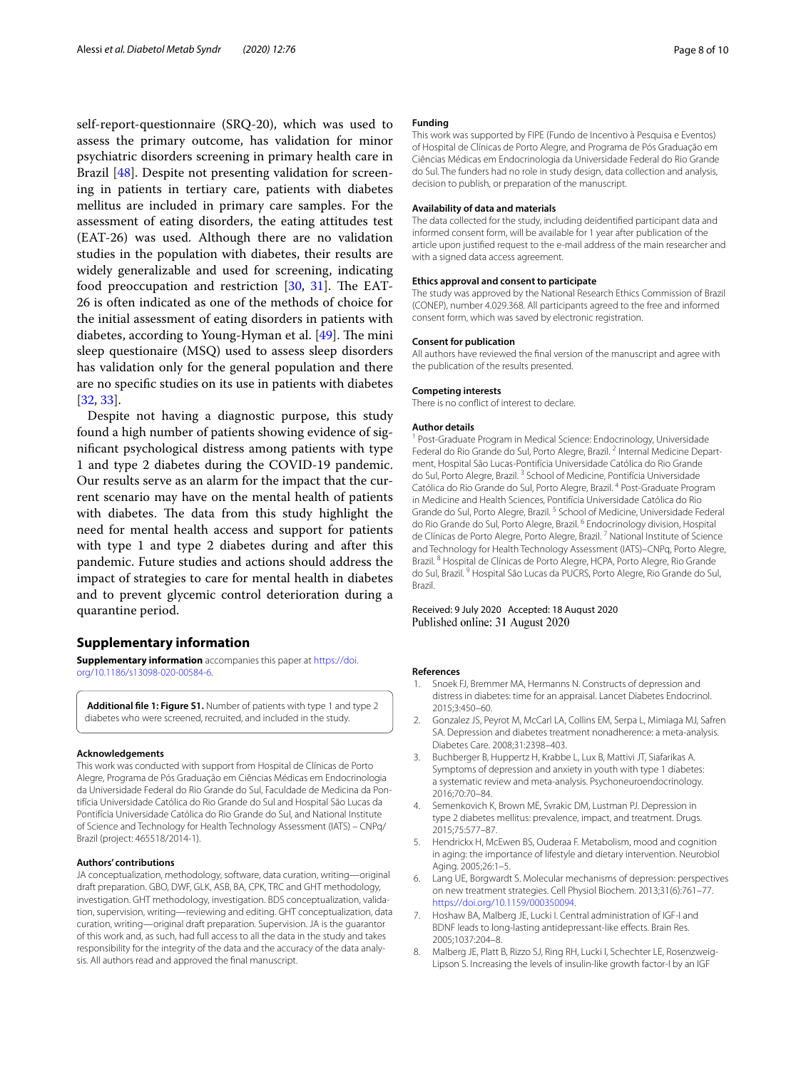self-report-questionnaire (SRQ-20), which was used to assess the primary outcome, has validation for minor psychiatric disorders screening in primary health care in Brazil [48]. Despite not presenting validation for screening in patients in tertiary care, patients with diabetes mellitus are included in primary care samples. For the assessment of eating disorders, the eating attitudes test (EAT-26) was used. Although there are no validation studies in the population with diabetes, their results are widely generalizable and used for screening, indicating food preoccupation and restriction [30, 31]. The EAT-26 is often indicated as one of the methods of choice for the initial assessment of eating disorders in patients with diabetes, according to Young-Hyman et al. [49]. The mini sleep questionaire (MSQ) used to assess sleep disorders has validation only for the general population and there are no specific studies on its use in patients with diabetes [32, 33].

Despite not having a diagnostic purpose, this study found a high number of patients showing evidence of significant psychological distress among patients with type 1 and type 2 diabetes during the COVID-19 pandemic. Our results serve as an alarm for the impact that the current scenario may have on the mental health of patients with diabetes. The data from this study highlight the need for mental health access and support for patients with type 1 and type 2 diabetes during and after this pandemic. Future studies and actions should address the impact of strategies to care for mental health in diabetes and to prevent glycemic control deterioration during a quarantine period.

## Supplementary information

**Supplementary information** accompanies this paper at https://doi.org/10.1186/s13098-020-00584-6.

**Additional file 1: Figure S1.** Number of patients with type 1 and type 2 diabetes who were screened, recruited, and included in the study.

#### Acknowledgements

This work was conducted with support from Hospital de Clínicas de Porto Alegre, Programa de Pós Graduação em Ciências Médicas em Endocrinologia da Universidade Federal do Rio Grande do Sul, Faculdade de Medicina da Pontifícia Universidade Católica do Rio Grande do Sul and Hospital São Lucas da Pontifícia Universidade Católica do Rio Grande do Sul, and National Institute of Science and Technology for Health Technology Assessment (IATS) – CNPq/Brazil (project: 465518/2014-1).

#### Authors' contributions

JA conceptualization, methodology, software, data curation, writing—original draft preparation. GBO, DWF, GLK, ASB, BA, CPK, TRC and GHT methodology, investigation. GHT methodology, investigation. BDS conceptualization, validation, supervision, writing—reviewing and editing. GHT conceptualization, data curation, writing—original draft preparation. Supervision. JA is the guarantor of this work and, as such, had full access to all the data in the study and takes responsibility for the integrity of the data and the accuracy of the data analysis. All authors read and approved the final manuscript.

#### Funding

This work was supported by FIPE (Fundo de Incentivo à Pesquisa e Eventos) of Hospital de Clínicas de Porto Alegre, and Programa de Pós Graduação em Ciências Médicas em Endocrinologia da Universidade Federal do Rio Grande do Sul. The funders had no role in study design, data collection and analysis, decision to publish, or preparation of the manuscript.

#### Availability of data and materials

The data collected for the study, including deidentified participant data and informed consent form, will be available for 1 year after publication of the article upon justified request to the e-mail address of the main researcher and with a signed data access agreement.

#### Ethics approval and consent to participate

The study was approved by the National Research Ethics Commission of Brazil (CONEP), number 4.029.368. All participants agreed to the free and informed consent form, which was saved by electronic registration.

#### Consent for publication

All authors have reviewed the final version of the manuscript and agree with the publication of the results presented.

#### Competing interests

There is no conflict of interest to declare.

#### Author details

[1] Post-Graduate Program in Medical Science: Endocrinology, Universidade Federal do Rio Grande do Sul, Porto Alegre, Brazil. [2] Internal Medicine Department, Hospital São Lucas-Pontifícia Universidade Católica do Rio Grande do Sul, Porto Alegre, Brazil. [3] School of Medicine, Pontifícia Universidade Católica do Rio Grande do Sul, Porto Alegre, Brazil. [4] Post-Graduate Program in Medicine and Health Sciences, Pontifícia Universidade Católica do Rio Grande do Sul, Porto Alegre, Brazil. [5] School of Medicine, Universidade Federal do Rio Grande do Sul, Porto Alegre, Brazil. [6] Endocrinology division, Hospital de Clínicas de Porto Alegre, Porto Alegre, Brazil. [7] National Institute of Science and Technology for Health Technology Assessment (IATS)–CNPq, Porto Alegre, Brazil. [8] Hospital de Clínicas de Porto Alegre, HCPA, Porto Alegre, Rio Grande do Sul, Brazil. [9] Hospital São Lucas da PUCRS, Porto Alegre, Rio Grande do Sul, Brazil.

Received: 9 July 2020 Accepted: 18 August 2020
Published online: 31 August 2020

#### References

1. Snoek FJ, Bremmer MA, Hermanns N. Constructs of depression and distress in diabetes: time for an appraisal. Lancet Diabetes Endocrinol. 2015;3:450–60.
2. Gonzalez JS, Peyrot M, McCarl LA, Collins EM, Serpa L, Mimiaga MJ, Safren SA. Depression and diabetes treatment nonadherence: a meta-analysis. Diabetes Care. 2008;31:2398–403.
3. Buchberger B, Huppertz H, Krabbe L, Lux B, Mattivi JT, Siafarikas A. Symptoms of depression and anxiety in youth with type 1 diabetes: a systematic review and meta-analysis. Psychoneuroendocrinology. 2016;70:70–84.
4. Semenkovich K, Brown ME, Svrakic DM, Lustman PJ. Depression in type 2 diabetes mellitus: prevalence, impact, and treatment. Drugs. 2015;75:577–87.
5. Hendrickx H, McEwen BS, Ouderaa F. Metabolism, mood and cognition in aging: the importance of lifestyle and dietary intervention. Neurobiol Aging. 2005;26:1–5.
6. Lang UE, Borgwardt S. Molecular mechanisms of depression: perspectives on new treatment strategies. Cell Physiol Biochem. 2013;31(6):761–77. https://doi.org/10.1159/000350094.
7. Hoshaw BA, Malberg JE, Lucki I. Central administration of IGF-I and BDNF leads to long-lasting antidepressant-like effects. Brain Res. 2005;1037:204–8.
8. Malberg JE, Platt B, Rizzo SJ, Ring RH, Lucki I, Schechter LE, Rosenzweig-Lipson S. Increasing the levels of insulin-like growth factor-I by an IGF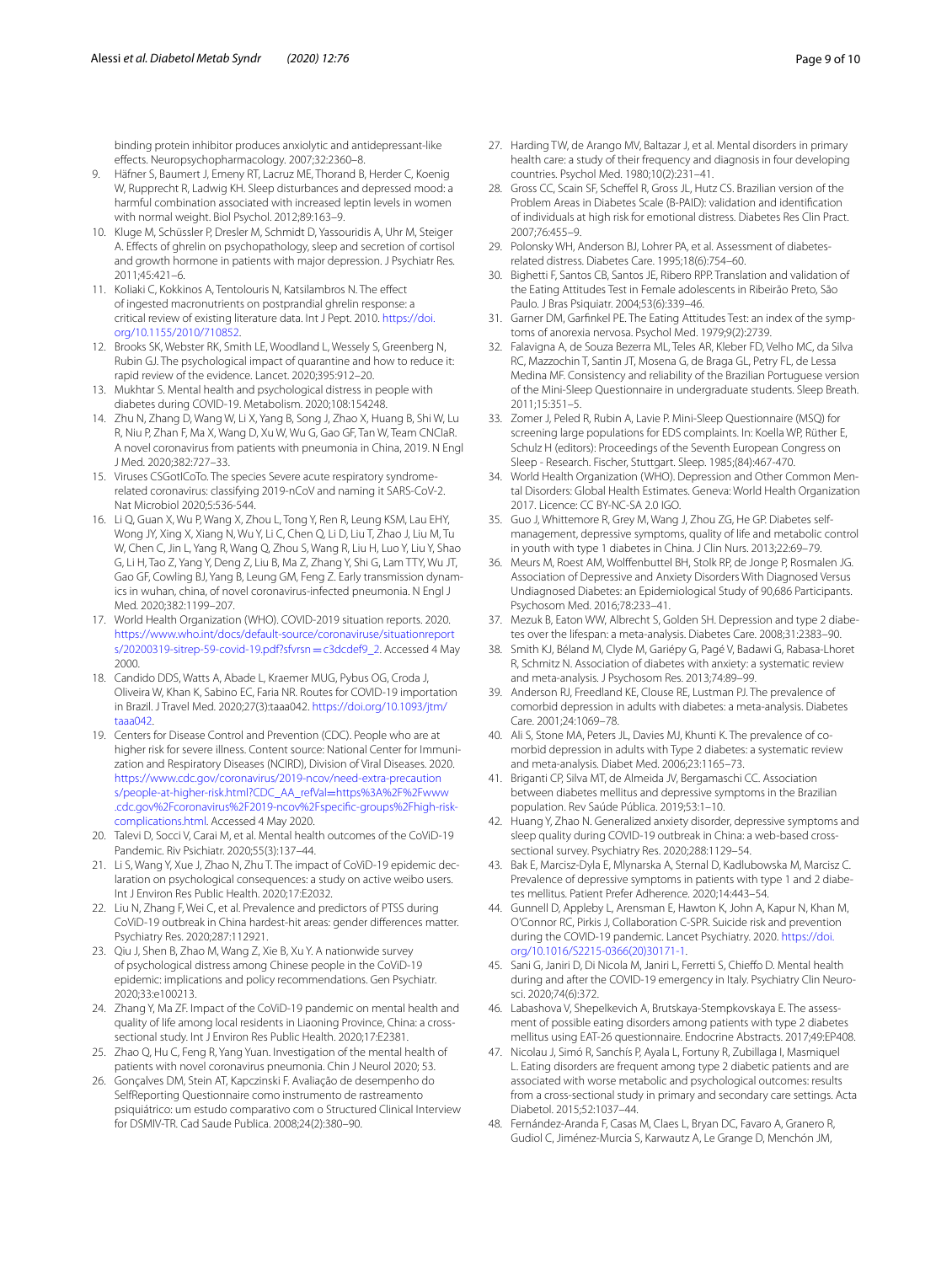binding protein inhibitor produces anxiolytic and antidepressant-like effects. Neuropsychopharmacology. 2007;32:2360–8.

9. Häfner S, Baumert J, Emeny RT, Lacruz ME, Thorand B, Herder C, Koenig W, Rupprecht R, Ladwig KH. Sleep disturbances and depressed mood: a harmful combination associated with increased leptin levels in women with normal weight. Biol Psychol. 2012;89:163–9.
10. Kluge M, Schüssler P, Dresler M, Schmidt D, Yassouridis A, Uhr M, Steiger A. Effects of ghrelin on psychopathology, sleep and secretion of cortisol and growth hormone in patients with major depression. J Psychiatr Res. 2011;45:421–6.
11. Koliaki C, Kokkinos A, Tentolouris N, Katsilambros N. The effect of ingested macronutrients on postprandial ghrelin response: a critical review of existing literature data. Int J Pept. 2010. https://doi.org/10.1155/2010/710852.
12. Brooks SK, Webster RK, Smith LE, Woodland L, Wessely S, Greenberg N, Rubin GJ. The psychological impact of quarantine and how to reduce it: rapid review of the evidence. Lancet. 2020;395:912–20.
13. Mukhtar S. Mental health and psychological distress in people with diabetes during COVID-19. Metabolism. 2020;108:154248.
14. Zhu N, Zhang D, Wang W, Li X, Yang B, Song J, Zhao X, Huang B, Shi W, Lu R, Niu P, Zhan F, Ma X, Wang D, Xu W, Wu G, Gao GF, Tan W, Team CNCIaR. A novel coronavirus from patients with pneumonia in China, 2019. N Engl J Med. 2020;382:727–33.
15. Viruses CSGotICoTo. The species Severe acute respiratory syndrome-related coronavirus: classifying 2019-nCoV and naming it SARS-CoV-2. Nat Microbiol 2020;5:536-544.
16. Li Q, Guan X, Wu P, Wang X, Zhou L, Tong Y, Ren R, Leung KSM, Lau EHY, Wong JY, Xing X, Xiang N, Wu Y, Li C, Chen Q, Li D, Liu T, Zhao J, Liu M, Tu W, Chen C, Jin L, Yang R, Wang Q, Zhou S, Wang R, Liu H, Luo Y, Liu Y, Shao G, Li H, Tao Z, Yang Y, Deng Z, Liu B, Ma Z, Zhang Y, Shi G, Lam TTY, Wu JT, Gao GF, Cowling BJ, Yang B, Leung GM, Feng Z. Early transmission dynamics in wuhan, china, of novel coronavirus-infected pneumonia. N Engl J Med. 2020;382:1199–207.
17. World Health Organization (WHO). COVID-2019 situation reports. 2020. https://www.who.int/docs/default-source/coronaviruse/situationreports/20200319-sitrep-59-covid-19.pdf?sfvrsn=c3dcdef9_2. Accessed 4 May 2000.
18. Candido DDS, Watts A, Abade L, Kraemer MUG, Pybus OG, Croda J, Oliveira W, Khan K, Sabino EC, Faria NR. Routes for COVID-19 importation in Brazil. J Travel Med. 2020;27(3):taaa042. https://doi.org/10.1093/jtm/taaa042.
19. Centers for Disease Control and Prevention (CDC). People who are at higher risk for severe illness. Content source: National Center for Immunization and Respiratory Diseases (NCIRD), Division of Viral Diseases. 2020. https://www.cdc.gov/coronavirus/2019-ncov/need-extra-precautions/people-at-higher-risk.html?CDC_AA_refVal=https%3A%2F%2Fwww.cdc.gov%2Fcoronavirus%2F2019-ncov%2Fspecific-groups%2Fhigh-risk-complications.html. Accessed 4 May 2020.
20. Talevi D, Socci V, Carai M, et al. Mental health outcomes of the CoViD-19 Pandemic. Riv Psichiatr. 2020;55(3):137–44.
21. Li S, Wang Y, Xue J, Zhao N, Zhu T. The impact of CoViD-19 epidemic declaration on psychological consequences: a study on active weibo users. Int J Environ Res Public Health. 2020;17:E2032.
22. Liu N, Zhang F, Wei C, et al. Prevalence and predictors of PTSS during CoViD-19 outbreak in China hardest-hit areas: gender differences matter. Psychiatry Res. 2020;287:112921.
23. Qiu J, Shen B, Zhao M, Wang Z, Xie B, Xu Y. A nationwide survey of psychological distress among Chinese people in the CoViD-19 epidemic: implications and policy recommendations. Gen Psychiatr. 2020;33:e100213.
24. Zhang Y, Ma ZF. Impact of the CoViD-19 pandemic on mental health and quality of life among local residents in Liaoning Province, China: a cross-sectional study. Int J Environ Res Public Health. 2020;17:E2381.
25. Zhao Q, Hu C, Feng R, Yang Yuan. Investigation of the mental health of patients with novel coronavirus pneumonia. Chin J Neurol 2020; 53.
26. Gonçalves DM, Stein AT, Kapczinski F. Avaliação de desempenho do SelfReporting Questionnaire como instrumento de rastreamento psiquiátrico: um estudo comparativo com o Structured Clinical Interview for DSMIV-TR. Cad Saude Publica. 2008;24(2):380–90.
27. Harding TW, de Arango MV, Baltazar J, et al. Mental disorders in primary health care: a study of their frequency and diagnosis in four developing countries. Psychol Med. 1980;10(2):231–41.
28. Gross CC, Scain SF, Scheffel R, Gross JL, Hutz CS. Brazilian version of the Problem Areas in Diabetes Scale (B-PAID): validation and identification of individuals at high risk for emotional distress. Diabetes Res Clin Pract. 2007;76:455–9.
29. Polonsky WH, Anderson BJ, Lohrer PA, et al. Assessment of diabetes-related distress. Diabetes Care. 1995;18(6):754–60.
30. Bighetti F, Santos CB, Santos JE, Ribero RPP. Translation and validation of the Eating Attitudes Test in Female adolescents in Ribeirão Preto, São Paulo. J Bras Psiquiatr. 2004;53(6):339–46.
31. Garner DM, Garfinkel PE. The Eating Attitudes Test: an index of the symptoms of anorexia nervosa. Psychol Med. 1979;9(2):2739.
32. Falavigna A, de Souza Bezerra ML, Teles AR, Kleber FD, Velho MC, da Silva RC, Mazzochin T, Santin JT, Mosena G, de Braga GL, Petry FL, de Lessa Medina MF. Consistency and reliability of the Brazilian Portuguese version of the Mini-Sleep Questionnaire in undergraduate students. Sleep Breath. 2011;15:351–5.
33. Zomer J, Peled R, Rubin A, Lavie P. Mini-Sleep Questionnaire (MSQ) for screening large populations for EDS complaints. In: Koella WP, Rüther E, Schulz H (editors): Proceedings of the Seventh European Congress on Sleep - Research. Fischer, Stuttgart. Sleep. 1985;(84):467-470.
34. World Health Organization (WHO). Depression and Other Common Mental Disorders: Global Health Estimates. Geneva: World Health Organization 2017. Licence: CC BY-NC-SA 2.0 IGO.
35. Guo J, Whittemore R, Grey M, Wang J, Zhou ZG, He GP. Diabetes self-management, depressive symptoms, quality of life and metabolic control in youth with type 1 diabetes in China. J Clin Nurs. 2013;22:69–79.
36. Meurs M, Roest AM, Wolffenbuttel BH, Stolk RP, de Jonge P, Rosmalen JG. Association of Depressive and Anxiety Disorders With Diagnosed Versus Undiagnosed Diabetes: an Epidemiological Study of 90,686 Participants. Psychosom Med. 2016;78:233–41.
37. Mezuk B, Eaton WW, Albrecht S, Golden SH. Depression and type 2 diabetes over the lifespan: a meta-analysis. Diabetes Care. 2008;31:2383–90.
38. Smith KJ, Béland M, Clyde M, Gariépy G, Pagé V, Badawi G, Rabasa-Lhoret R, Schmitz N. Association of diabetes with anxiety: a systematic review and meta-analysis. J Psychosom Res. 2013;74:89–99.
39. Anderson RJ, Freedland KE, Clouse RE, Lustman PJ. The prevalence of comorbid depression in adults with diabetes: a meta-analysis. Diabetes Care. 2001;24:1069–78.
40. Ali S, Stone MA, Peters JL, Davies MJ, Khunti K. The prevalence of co-morbid depression in adults with Type 2 diabetes: a systematic review and meta-analysis. Diabet Med. 2006;23:1165–73.
41. Briganti CP, Silva MT, de Almeida JV, Bergamaschi CC. Association between diabetes mellitus and depressive symptoms in the Brazilian population. Rev Saúde Pública. 2019;53:1–10.
42. Huang Y, Zhao N. Generalized anxiety disorder, depressive symptoms and sleep quality during COVID-19 outbreak in China: a web-based cross-sectional survey. Psychiatry Res. 2020;288:1129–54.
43. Bak E, Marcisz-Dyla E, Mlynarska A, Sternal D, Kadlubowska M, Marcisz C. Prevalence of depressive symptoms in patients with type 1 and 2 diabetes mellitus. Patient Prefer Adherence. 2020;14:443–54.
44. Gunnell D, Appleby L, Arensman E, Hawton K, John A, Kapur N, Khan M, O'Connor RC, Pirkis J, Collaboration C-SPR. Suicide risk and prevention during the COVID-19 pandemic. Lancet Psychiatry. 2020. https://doi.org/10.1016/S2215-0366(20)30171-1.
45. Sani G, Janiri D, Di Nicola M, Janiri L, Ferretti S, Chieffo D. Mental health during and after the COVID-19 emergency in Italy. Psychiatry Clin Neurosci. 2020;74(6):372.
46. Labashova V, Shepelkevich A, Brutskaya-Stempkovskaya E. The assessment of possible eating disorders among patients with type 2 diabetes mellitus using EAT-26 questionnaire. Endocrine Abstracts. 2017;49:EP408.
47. Nicolau J, Simó R, Sanchís P, Ayala L, Fortuny R, Zubillaga I, Masmiquel L. Eating disorders are frequent among type 2 diabetic patients and are associated with worse metabolic and psychological outcomes: results from a cross-sectional study in primary and secondary care settings. Acta Diabetol. 2015;52:1037–44.
48. Fernández-Aranda F, Casas M, Claes L, Bryan DC, Favaro A, Granero R, Gudiol C, Jiménez-Murcia S, Karwautz A, Le Grange D, Menchón JM,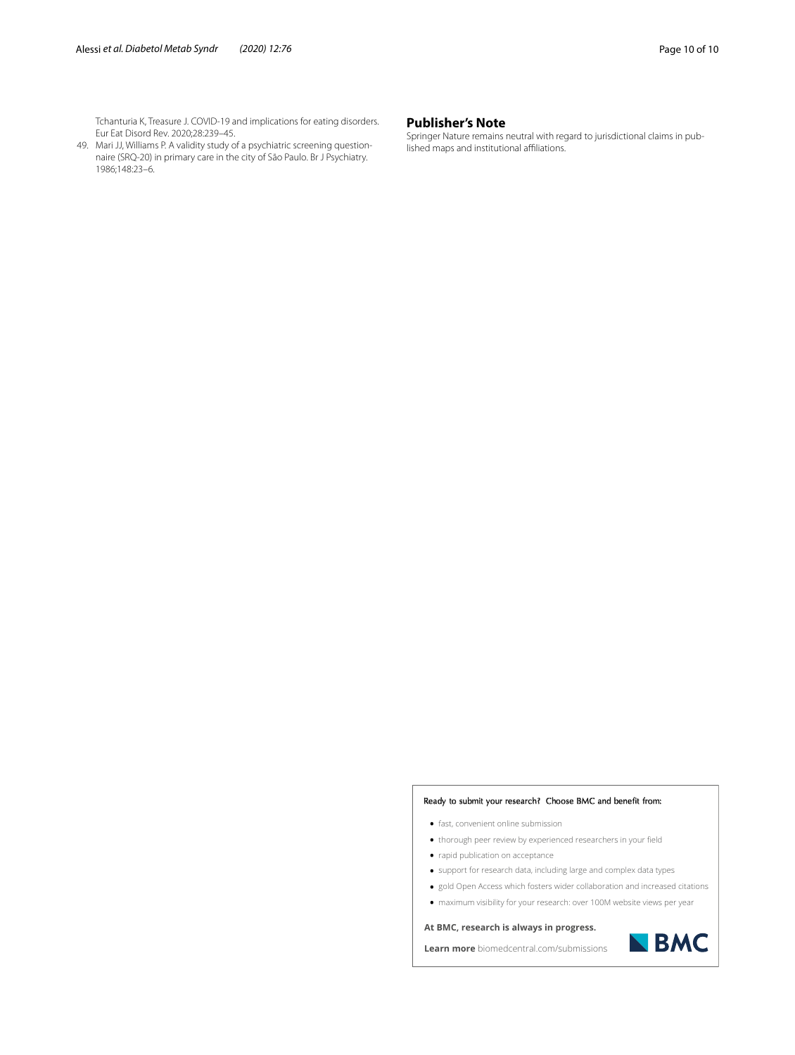Tchanturia K, Treasure J. COVID-19 and implications for eating disorders. Eur Eat Disord Rev. 2020;28:239–45.

49. Mari JJ, Williams P. A validity study of a psychiatric screening questionnaire (SRQ-20) in primary care in the city of São Paulo. Br J Psychiatry. 1986;148:23–6.

## Publisher's Note

Springer Nature remains neutral with regard to jurisdictional claims in published maps and institutional affiliations.

Ready to submit your research? Choose BMC and benefit from:

- fast, convenient online submission
- thorough peer review by experienced researchers in your field
- rapid publication on acceptance
- support for research data, including large and complex data types
- gold Open Access which fosters wider collaboration and increased citations
- maximum visibility for your research: over 100M website views per year

**At BMC, research is always in progress.**

**Learn more** biomedcentral.com/submissions

BMC